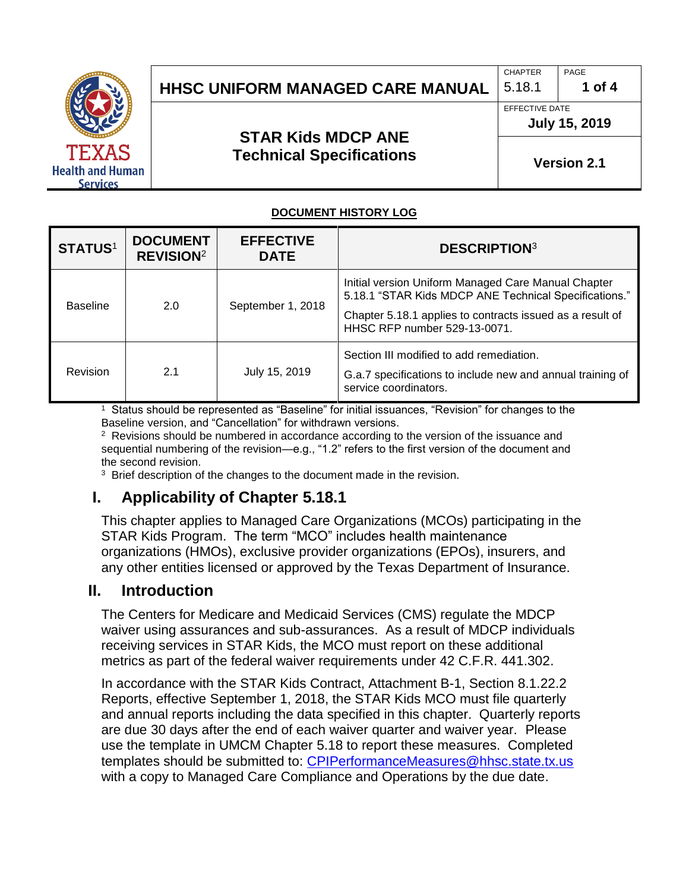| HHSC UNIFORM MANAGED CARE MANUAL | CHAPTER 5.18.1 | PAGE 1 of 4 |
|---|---|---|
| **STAR Kids MDCP ANE Technical Specifications** | EFFECTIVE DATE July 15, 2019 | |
| | Version 2.1 | |

**DOCUMENT HISTORY LOG**

| STATUS[1] | DOCUMENT REVISION[2] | EFFECTIVE DATE | DESCRIPTION[3] |
|---|---|---|---|
| Baseline | 2.0 | September 1, 2018 | Initial version Uniform Managed Care Manual Chapter 5.18.1 "STAR Kids MDCP ANE Technical Specifications." Chapter 5.18.1 applies to contracts issued as a result of HHSC RFP number 529-13-0071. |
| Revision | 2.1 | July 15, 2019 | Section III modified to add remediation. G.a.7 specifications to include new and annual training of service coordinators. |

[1] Status should be represented as "Baseline" for initial issuances, "Revision" for changes to the Baseline version, and "Cancellation" for withdrawn versions.

[2] Revisions should be numbered in accordance according to the version of the issuance and sequential numbering of the revision—e.g., "1.2" refers to the first version of the document and the second revision.

[3] Brief description of the changes to the document made in the revision.

## I. Applicability of Chapter 5.18.1

This chapter applies to Managed Care Organizations (MCOs) participating in the STAR Kids Program. The term "MCO" includes health maintenance organizations (HMOs), exclusive provider organizations (EPOs), insurers, and any other entities licensed or approved by the Texas Department of Insurance.

## II. Introduction

The Centers for Medicare and Medicaid Services (CMS) regulate the MDCP waiver using assurances and sub-assurances. As a result of MDCP individuals receiving services in STAR Kids, the MCO must report on these additional metrics as part of the federal waiver requirements under 42 C.F.R. 441.302.

In accordance with the STAR Kids Contract, Attachment B-1, Section 8.1.22.2 Reports, effective September 1, 2018, the STAR Kids MCO must file quarterly and annual reports including the data specified in this chapter. Quarterly reports are due 30 days after the end of each waiver quarter and waiver year. Please use the template in UMCM Chapter 5.18 to report these measures. Completed templates should be submitted to: CPIPerformanceMeasures@hhsc.state.tx.us with a copy to Managed Care Compliance and Operations by the due date.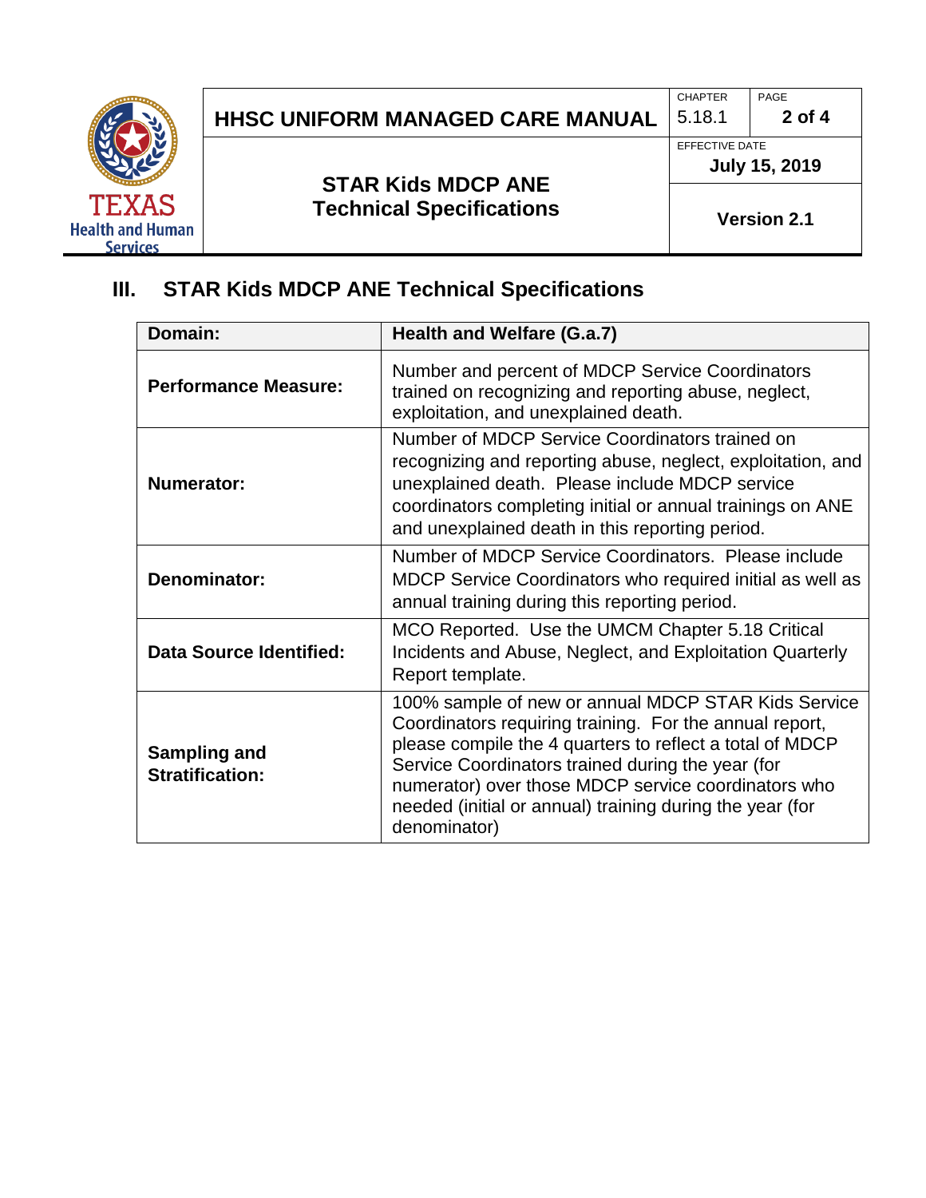## III. STAR Kids MDCP ANE Technical Specifications

| Domain: | Health and Welfare (G.a.7) |
| --- | --- |
| **Performance Measure:** | Number and percent of MDCP Service Coordinators trained on recognizing and reporting abuse, neglect, exploitation, and unexplained death. |
| **Numerator:** | Number of MDCP Service Coordinators trained on recognizing and reporting abuse, neglect, exploitation, and unexplained death. Please include MDCP service coordinators completing initial or annual trainings on ANE and unexplained death in this reporting period. |
| **Denominator:** | Number of MDCP Service Coordinators. Please include MDCP Service Coordinators who required initial as well as annual training during this reporting period. |
| **Data Source Identified:** | MCO Reported. Use the UMCM Chapter 5.18 Critical Incidents and Abuse, Neglect, and Exploitation Quarterly Report template. |
| **Sampling and Stratification:** | 100% sample of new or annual MDCP STAR Kids Service Coordinators requiring training. For the annual report, please compile the 4 quarters to reflect a total of MDCP Service Coordinators trained during the year (for numerator) over those MDCP service coordinators who needed (initial or annual) training during the year (for denominator) |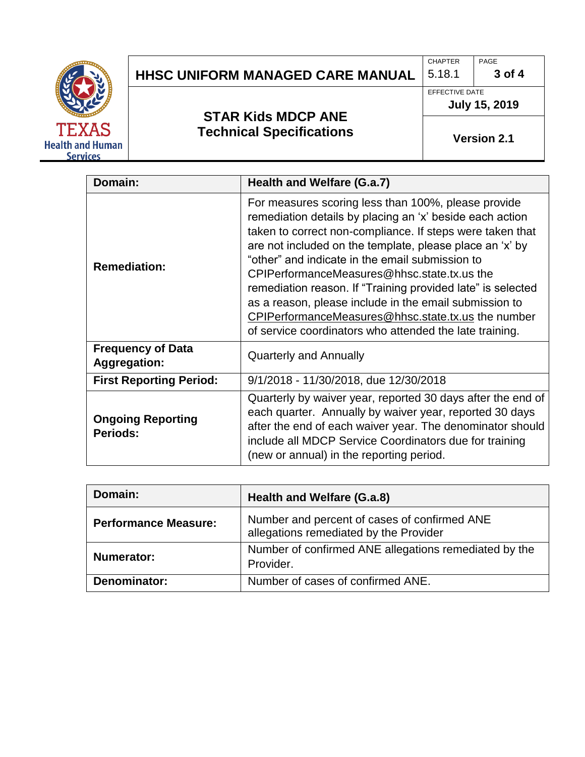| Domain: | Health and Welfare (G.a.7) |
|---|---|
| **Remediation:** | For measures scoring less than 100%, please provide remediation details by placing an 'x' beside each action taken to correct non-compliance. If steps were taken that are not included on the template, please place an 'x' by "other" and indicate in the email submission to CPIPerformanceMeasures@hhsc.state.tx.us the remediation reason. If "Training provided late" is selected as a reason, please include in the email submission to CPIPerformanceMeasures@hhsc.state.tx.us the number of service coordinators who attended the late training. |
| **Frequency of Data Aggregation:** | Quarterly and Annually |
| **First Reporting Period:** | 9/1/2018 - 11/30/2018, due 12/30/2018 |
| **Ongoing Reporting Periods:** | Quarterly by waiver year, reported 30 days after the end of each quarter. Annually by waiver year, reported 30 days after the end of each waiver year. The denominator should include all MDCP Service Coordinators due for training (new or annual) in the reporting period. |

| Domain: | Health and Welfare (G.a.8) |
|---|---|
| **Performance Measure:** | Number and percent of cases of confirmed ANE allegations remediated by the Provider |
| **Numerator:** | Number of confirmed ANE allegations remediated by the Provider. |
| **Denominator:** | Number of cases of confirmed ANE. |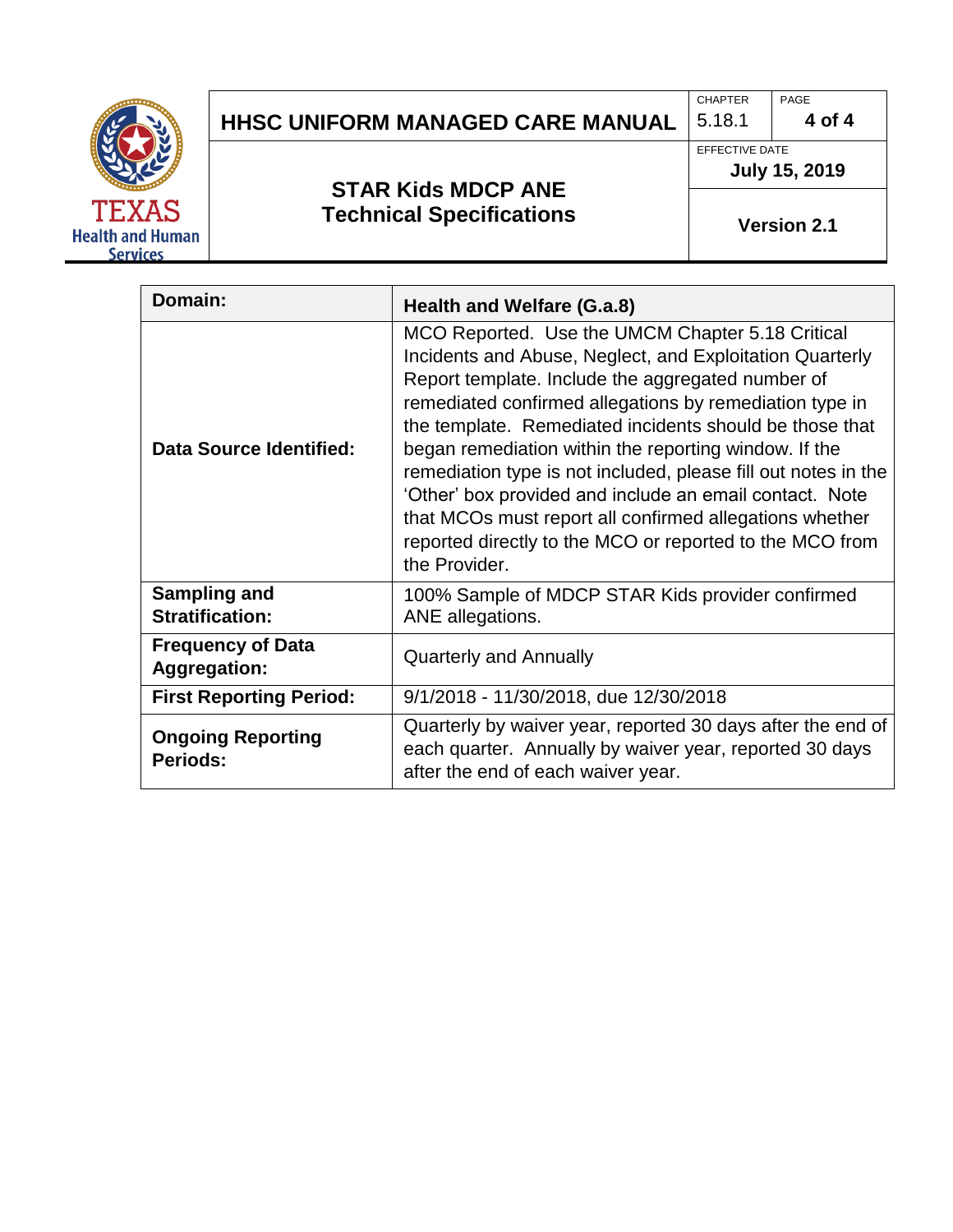| Domain: | Health and Welfare (G.a.8) |
|---|---|
| **Data Source Identified:** | MCO Reported. Use the UMCM Chapter 5.18 Critical Incidents and Abuse, Neglect, and Exploitation Quarterly Report template. Include the aggregated number of remediated confirmed allegations by remediation type in the template. Remediated incidents should be those that began remediation within the reporting window. If the remediation type is not included, please fill out notes in the 'Other' box provided and include an email contact. Note that MCOs must report all confirmed allegations whether reported directly to the MCO or reported to the MCO from the Provider. |
| **Sampling and Stratification:** | 100% Sample of MDCP STAR Kids provider confirmed ANE allegations. |
| **Frequency of Data Aggregation:** | Quarterly and Annually |
| **First Reporting Period:** | 9/1/2018 - 11/30/2018, due 12/30/2018 |
| **Ongoing Reporting Periods:** | Quarterly by waiver year, reported 30 days after the end of each quarter. Annually by waiver year, reported 30 days after the end of each waiver year. |